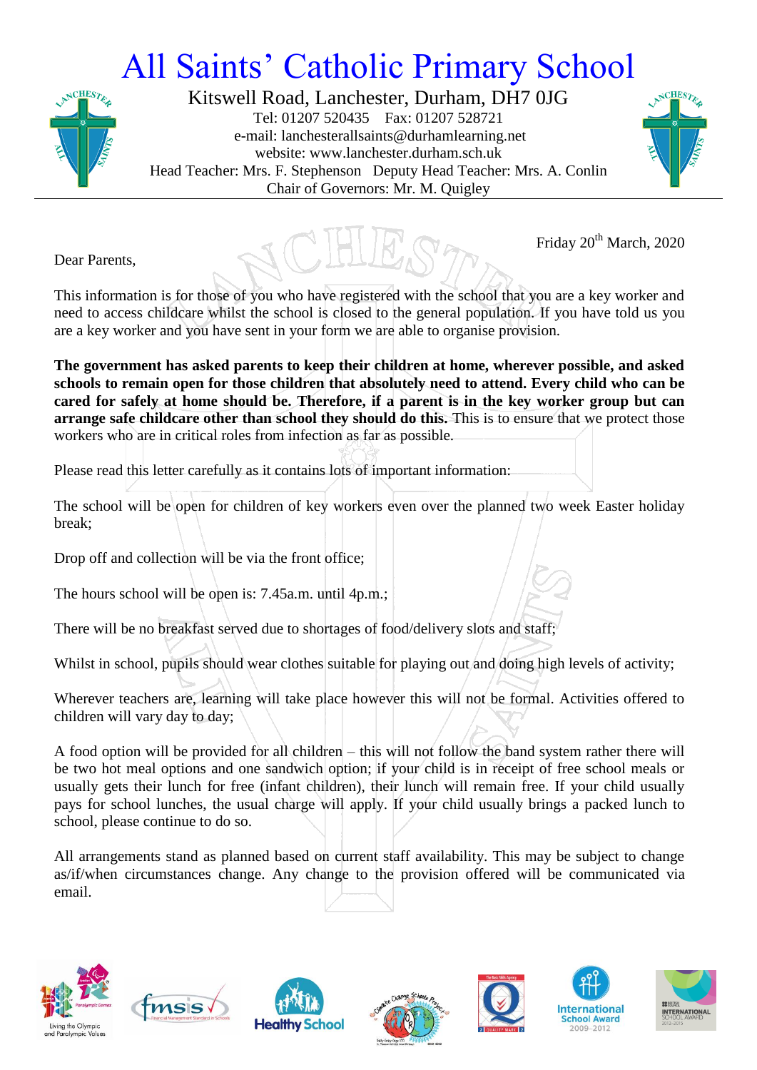# All Saints' Catholic Primary School

Kitswell Road, Lanchester, Durham, DH7 0JG
Tel: 01207 520435 Fax: 01207 528721
e-mail: lanchesterallsaints@durhamlearning.net
website: www.lanchester.durham.sch.uk
Head Teacher: Mrs. F. Stephenson Deputy Head Teacher: Mrs. A. Conlin
Chair of Governors: Mr. M. Quigley

Friday 20th March, 2020

Dear Parents,

This information is for those of you who have registered with the school that you are a key worker and need to access childcare whilst the school is closed to the general population. If you have told us you are a key worker and you have sent in your form we are able to organise provision.

**The government has asked parents to keep their children at home, wherever possible, and asked schools to remain open for those children that absolutely need to attend. Every child who can be cared for safely at home should be. Therefore, if a parent is in the key worker group but can arrange safe childcare other than school they should do this.** This is to ensure that we protect those workers who are in critical roles from infection as far as possible.

Please read this letter carefully as it contains lots of important information:

The school will be open for children of key workers even over the planned two week Easter holiday break;

Drop off and collection will be via the front office;

The hours school will be open is: 7.45a.m. until 4p.m.;

There will be no breakfast served due to shortages of food/delivery slots and staff;

Whilst in school, pupils should wear clothes suitable for playing out and doing high levels of activity;

Wherever teachers are, learning will take place however this will not be formal. Activities offered to children will vary day to day;

A food option will be provided for all children – this will not follow the band system rather there will be two hot meal options and one sandwich option; if your child is in receipt of free school meals or usually gets their lunch for free (infant children), their lunch will remain free. If your child usually pays for school lunches, the usual charge will apply. If your child usually brings a packed lunch to school, please continue to do so.

All arrangements stand as planned based on current staff availability. This may be subject to change as/if/when circumstances change. Any change to the provision offered will be communicated via email.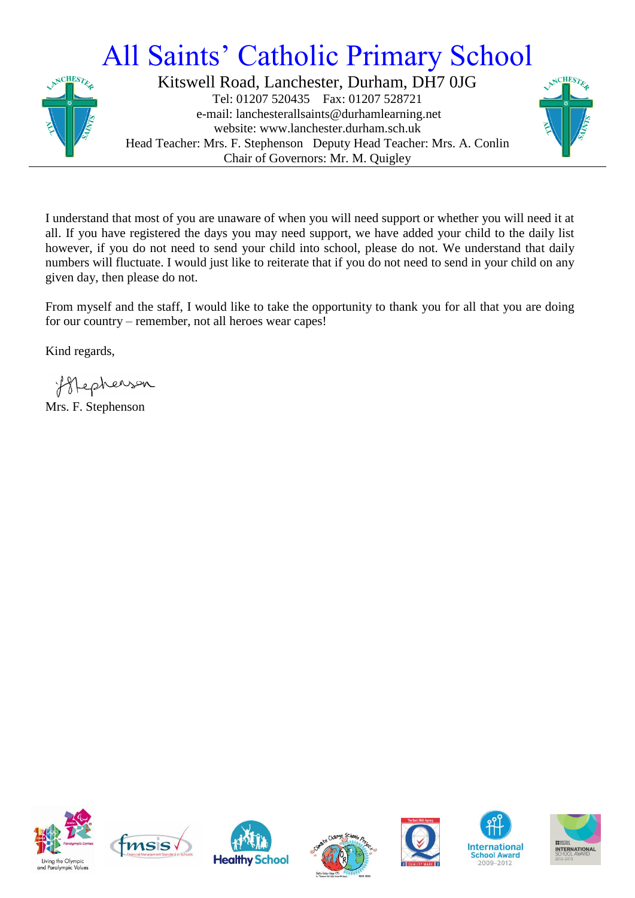# All Saints' Catholic Primary School

Kitswell Road, Lanchester, Durham, DH7 0JG
Tel: 01207 520435 Fax: 01207 528721
e-mail: lanchesterallsaints@durhamlearning.net
website: www.lanchester.durham.sch.uk
Head Teacher: Mrs. F. Stephenson Deputy Head Teacher: Mrs. A. Conlin
Chair of Governors: Mr. M. Quigley

I understand that most of you are unaware of when you will need support or whether you will need it at all. If you have registered the days you may need support, we have added your child to the daily list however, if you do not need to send your child into school, please do not. We understand that daily numbers will fluctuate. I would just like to reiterate that if you do not need to send in your child on any given day, then please do not.

From myself and the staff, I would like to take the opportunity to thank you for all that you are doing for our country – remember, not all heroes wear capes!

Kind regards,

F Stephenson

Mrs. F. Stephenson